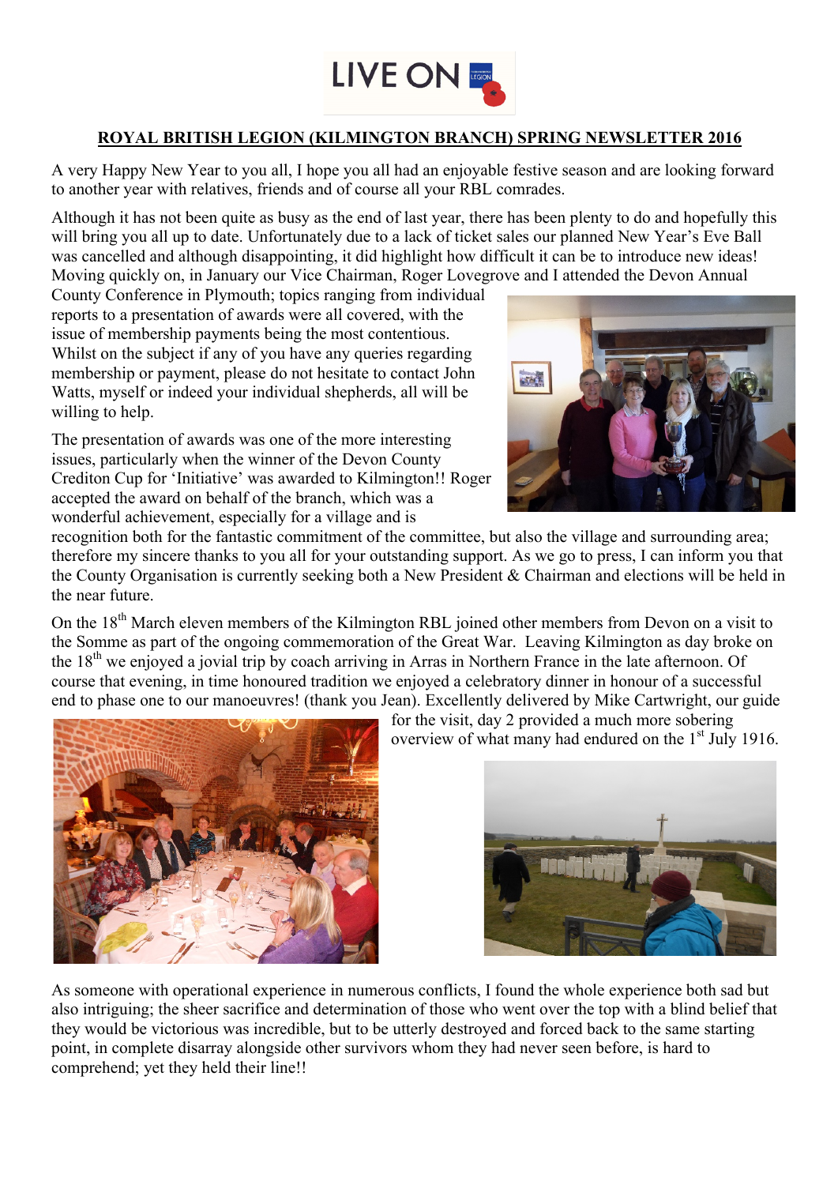# ROYAL BRITISH LEGION (KILMINGTON BRANCH) SPRING NEWSLETTER 2016

A very Happy New Year to you all, I hope you all had an enjoyable festive season and are looking forward to another year with relatives, friends and of course all your RBL comrades.

Although it has not been quite as busy as the end of last year, there has been plenty to do and hopefully this will bring you all up to date. Unfortunately due to a lack of ticket sales our planned New Year's Eve Ball was cancelled and although disappointing, it did highlight how difficult it can be to introduce new ideas! Moving quickly on, in January our Vice Chairman, Roger Lovegrove and I attended the Devon Annual County Conference in Plymouth; topics ranging from individual reports to a presentation of awards were all covered, with the issue of membership payments being the most contentious. Whilst on the subject if any of you have any queries regarding membership or payment, please do not hesitate to contact John Watts, myself or indeed your individual shepherds, all will be willing to help.

The presentation of awards was one of the more interesting issues, particularly when the winner of the Devon County Crediton Cup for 'Initiative' was awarded to Kilmington!! Roger accepted the award on behalf of the branch, which was a wonderful achievement, especially for a village and is recognition both for the fantastic commitment of the committee, but also the village and surrounding area; therefore my sincere thanks to you all for your outstanding support. As we go to press, I can inform you that the County Organisation is currently seeking both a New President & Chairman and elections will be held in the near future.

On the 18th March eleven members of the Kilmington RBL joined other members from Devon on a visit to the Somme as part of the ongoing commemoration of the Great War. Leaving Kilmington as day broke on the 18th we enjoyed a jovial trip by coach arriving in Arras in Northern France in the late afternoon. Of course that evening, in time honoured tradition we enjoyed a celebratory dinner in honour of a successful end to phase one to our manoeuvres! (thank you Jean). Excellently delivered by Mike Cartwright, our guide for the visit, day 2 provided a much more sobering overview of what many had endured on the 1st July 1916.

As someone with operational experience in numerous conflicts, I found the whole experience both sad but also intriguing; the sheer sacrifice and determination of those who went over the top with a blind belief that they would be victorious was incredible, but to be utterly destroyed and forced back to the same starting point, in complete disarray alongside other survivors whom they had never seen before, is hard to comprehend; yet they held their line!!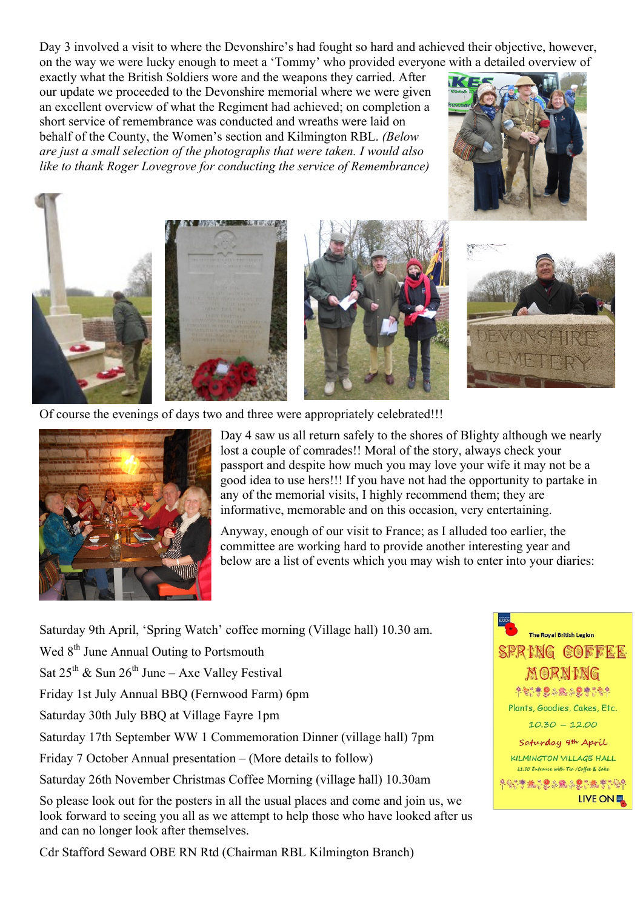Day 3 involved a visit to where the Devonshire's had fought so hard and achieved their objective, however, on the way we were lucky enough to meet a 'Tommy' who provided everyone with a detailed overview of exactly what the British Soldiers wore and the weapons they carried. After our update we proceeded to the Devonshire memorial where we were given an excellent overview of what the Regiment had achieved; on completion a short service of remembrance was conducted and wreaths were laid on behalf of the County, the Women's section and Kilmington RBL. *(Below are just a small selection of the photographs that were taken. I would also like to thank Roger Lovegrove for conducting the service of Remembrance)*

Of course the evenings of days two and three were appropriately celebrated!!!

Day 4 saw us all return safely to the shores of Blighty although we nearly lost a couple of comrades!! Moral of the story, always check your passport and despite how much you may love your wife it may not be a good idea to use hers!!! If you have not had the opportunity to partake in any of the memorial visits, I highly recommend them; they are informative, memorable and on this occasion, very entertaining.

Anyway, enough of our visit to France; as I alluded too earlier, the committee are working hard to provide another interesting year and below are a list of events which you may wish to enter into your diaries:

Saturday 9th April, 'Spring Watch' coffee morning (Village hall) 10.30 am.

Wed 8th June Annual Outing to Portsmouth

Sat 25th & Sun 26th June – Axe Valley Festival

Friday 1st July Annual BBQ (Fernwood Farm) 6pm

Saturday 30th July BBQ at Village Fayre 1pm

Saturday 17th September WW 1 Commemoration Dinner (village hall) 7pm

Friday 7 October Annual presentation – (More details to follow)

Saturday 26th November Christmas Coffee Morning (village hall) 10.30am

So please look out for the posters in all the usual places and come and join us, we look forward to seeing you all as we attempt to help those who have looked after us and can no longer look after themselves.

Cdr Stafford Seward OBE RN Rtd (Chairman RBL Kilmington Branch)